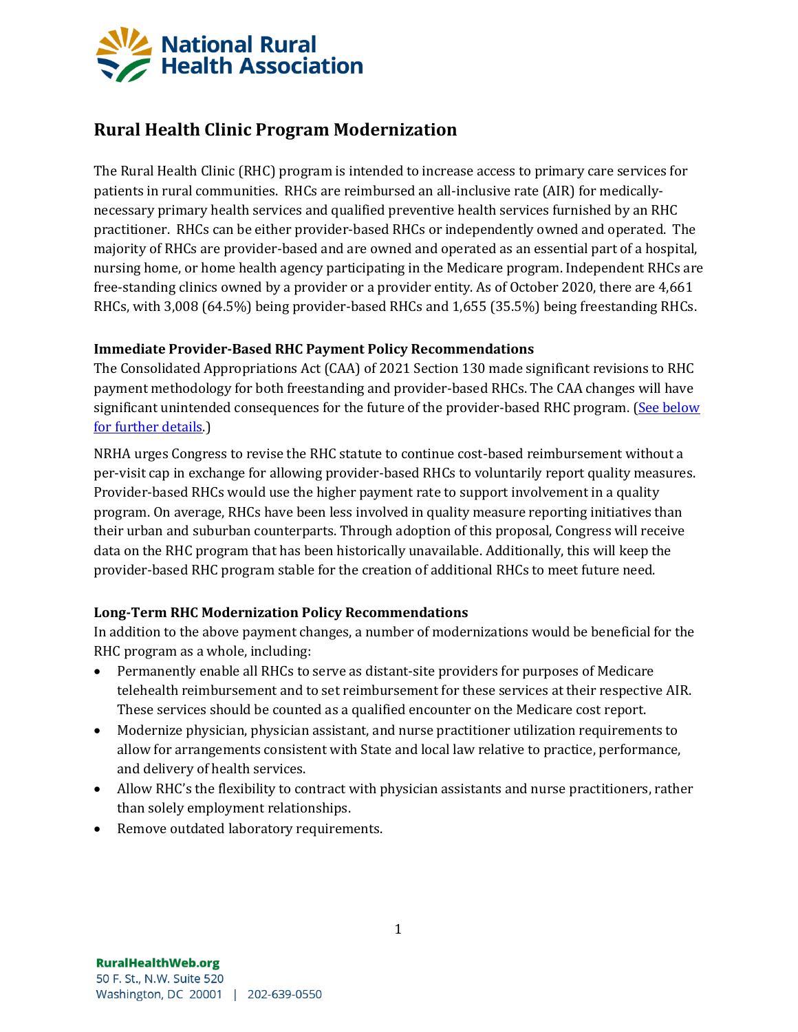# Rural Health Clinic Program Modernization

The Rural Health Clinic (RHC) program is intended to increase access to primary care services for patients in rural communities. RHCs are reimbursed an all-inclusive rate (AIR) for medically-necessary primary health services and qualified preventive health services furnished by an RHC practitioner. RHCs can be either provider-based RHCs or independently owned and operated. The majority of RHCs are provider-based and are owned and operated as an essential part of a hospital, nursing home, or home health agency participating in the Medicare program. Independent RHCs are free-standing clinics owned by a provider or a provider entity. As of October 2020, there are 4,661 RHCs, with 3,008 (64.5%) being provider-based RHCs and 1,655 (35.5%) being freestanding RHCs.

**Immediate Provider-Based RHC Payment Policy Recommendations**

The Consolidated Appropriations Act (CAA) of 2021 Section 130 made significant revisions to RHC payment methodology for both freestanding and provider-based RHCs. The CAA changes will have significant unintended consequences for the future of the provider-based RHC program. (See below for further details.)

NRHA urges Congress to revise the RHC statute to continue cost-based reimbursement without a per-visit cap in exchange for allowing provider-based RHCs to voluntarily report quality measures. Provider-based RHCs would use the higher payment rate to support involvement in a quality program. On average, RHCs have been less involved in quality measure reporting initiatives than their urban and suburban counterparts. Through adoption of this proposal, Congress will receive data on the RHC program that has been historically unavailable. Additionally, this will keep the provider-based RHC program stable for the creation of additional RHCs to meet future need.

**Long-Term RHC Modernization Policy Recommendations**

In addition to the above payment changes, a number of modernizations would be beneficial for the RHC program as a whole, including:

- Permanently enable all RHCs to serve as distant-site providers for purposes of Medicare telehealth reimbursement and to set reimbursement for these services at their respective AIR. These services should be counted as a qualified encounter on the Medicare cost report.
- Modernize physician, physician assistant, and nurse practitioner utilization requirements to allow for arrangements consistent with State and local law relative to practice, performance, and delivery of health services.
- Allow RHC's the flexibility to contract with physician assistants and nurse practitioners, rather than solely employment relationships.
- Remove outdated laboratory requirements.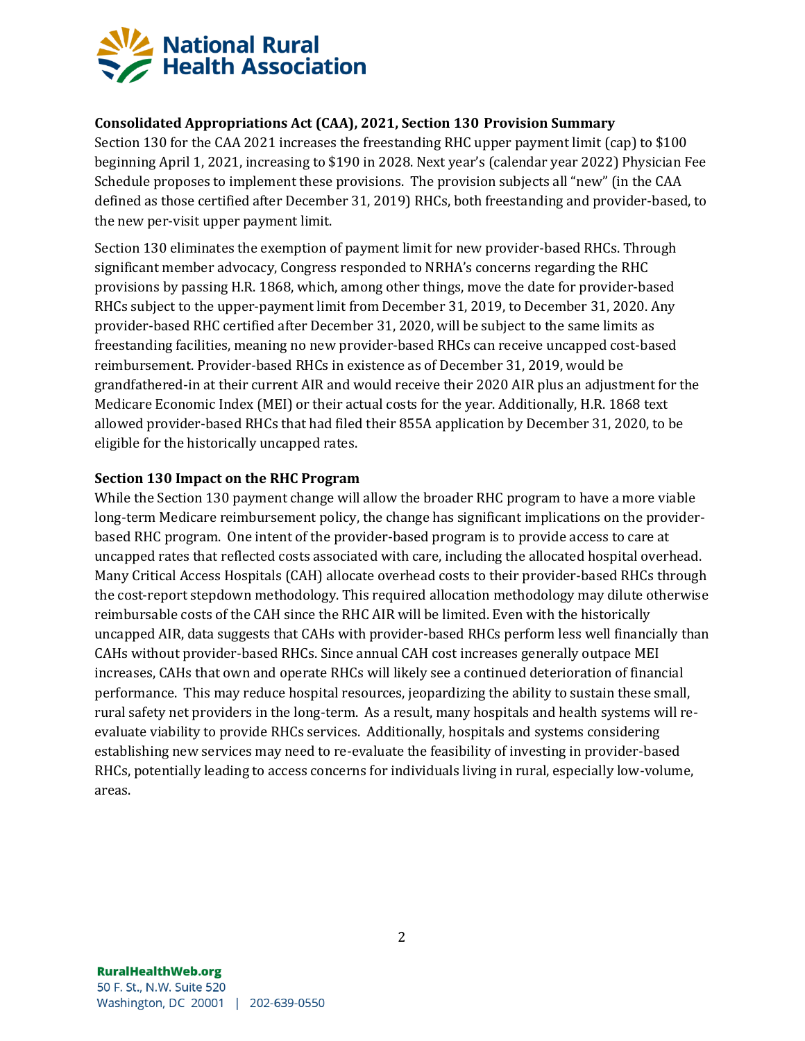**Consolidated Appropriations Act (CAA), 2021, Section 130 Provision Summary**

Section 130 for the CAA 2021 increases the freestanding RHC upper payment limit (cap) to $100 beginning April 1, 2021, increasing to $190 in 2028. Next year's (calendar year 2022) Physician Fee Schedule proposes to implement these provisions. The provision subjects all "new" (in the CAA defined as those certified after December 31, 2019) RHCs, both freestanding and provider-based, to the new per-visit upper payment limit.

Section 130 eliminates the exemption of payment limit for new provider-based RHCs. Through significant member advocacy, Congress responded to NRHA's concerns regarding the RHC provisions by passing H.R. 1868, which, among other things, move the date for provider-based RHCs subject to the upper-payment limit from December 31, 2019, to December 31, 2020. Any provider-based RHC certified after December 31, 2020, will be subject to the same limits as freestanding facilities, meaning no new provider-based RHCs can receive uncapped cost-based reimbursement. Provider-based RHCs in existence as of December 31, 2019, would be grandfathered-in at their current AIR and would receive their 2020 AIR plus an adjustment for the Medicare Economic Index (MEI) or their actual costs for the year. Additionally, H.R. 1868 text allowed provider-based RHCs that had filed their 855A application by December 31, 2020, to be eligible for the historically uncapped rates.

**Section 130 Impact on the RHC Program**

While the Section 130 payment change will allow the broader RHC program to have a more viable long-term Medicare reimbursement policy, the change has significant implications on the provider-based RHC program. One intent of the provider-based program is to provide access to care at uncapped rates that reflected costs associated with care, including the allocated hospital overhead. Many Critical Access Hospitals (CAH) allocate overhead costs to their provider-based RHCs through the cost-report stepdown methodology. This required allocation methodology may dilute otherwise reimbursable costs of the CAH since the RHC AIR will be limited. Even with the historically uncapped AIR, data suggests that CAHs with provider-based RHCs perform less well financially than CAHs without provider-based RHCs. Since annual CAH cost increases generally outpace MEI increases, CAHs that own and operate RHCs will likely see a continued deterioration of financial performance. This may reduce hospital resources, jeopardizing the ability to sustain these small, rural safety net providers in the long-term. As a result, many hospitals and health systems will re-evaluate viability to provide RHCs services. Additionally, hospitals and systems considering establishing new services may need to re-evaluate the feasibility of investing in provider-based RHCs, potentially leading to access concerns for individuals living in rural, especially low-volume, areas.